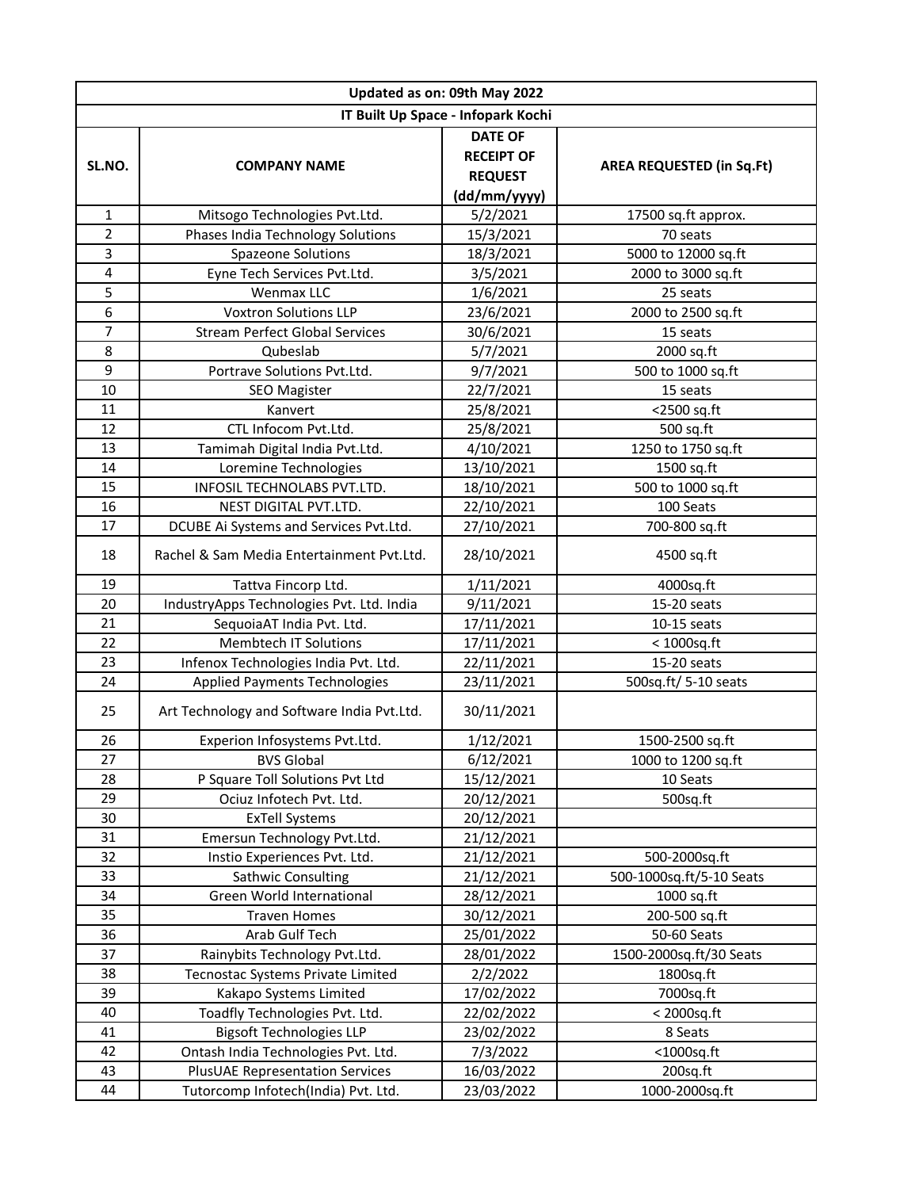| Updated as on: 09th May 2022 | | | |
|---|---|---|---|
| IT Built Up Space - Infopark Kochi | | | |
| SL.NO. | COMPANY NAME | DATE OF RECEIPT OF REQUEST (dd/mm/yyyy) | AREA REQUESTED (in Sq.Ft) |
| 1 | Mitsogo Technologies Pvt.Ltd. | 5/2/2021 | 17500 sq.ft approx. |
| 2 | Phases India Technology Solutions | 15/3/2021 | 70 seats |
| 3 | Spazeone Solutions | 18/3/2021 | 5000 to 12000 sq.ft |
| 4 | Eyne Tech Services Pvt.Ltd. | 3/5/2021 | 2000 to 3000 sq.ft |
| 5 | Wenmax LLC | 1/6/2021 | 25 seats |
| 6 | Voxtron Solutions LLP | 23/6/2021 | 2000 to 2500 sq.ft |
| 7 | Stream Perfect Global Services | 30/6/2021 | 15 seats |
| 8 | Qubeslab | 5/7/2021 | 2000 sq.ft |
| 9 | Portrave Solutions Pvt.Ltd. | 9/7/2021 | 500 to 1000 sq.ft |
| 10 | SEO Magister | 22/7/2021 | 15 seats |
| 11 | Kanvert | 25/8/2021 | <2500 sq.ft |
| 12 | CTL Infocom Pvt.Ltd. | 25/8/2021 | 500 sq.ft |
| 13 | Tamimah Digital India Pvt.Ltd. | 4/10/2021 | 1250 to 1750 sq.ft |
| 14 | Loremine Technologies | 13/10/2021 | 1500 sq.ft |
| 15 | INFOSIL TECHNOLABS PVT.LTD. | 18/10/2021 | 500 to 1000 sq.ft |
| 16 | NEST DIGITAL PVT.LTD. | 22/10/2021 | 100 Seats |
| 17 | DCUBE Ai Systems and Services Pvt.Ltd. | 27/10/2021 | 700-800 sq.ft |
| 18 | Rachel & Sam Media Entertainment Pvt.Ltd. | 28/10/2021 | 4500 sq.ft |
| 19 | Tattva Fincorp Ltd. | 1/11/2021 | 4000sq.ft |
| 20 | IndustryApps Technologies Pvt. Ltd. India | 9/11/2021 | 15-20 seats |
| 21 | SequoiaAT India Pvt. Ltd. | 17/11/2021 | 10-15 seats |
| 22 | Membtech IT Solutions | 17/11/2021 | < 1000sq.ft |
| 23 | Infenox Technologies India Pvt. Ltd. | 22/11/2021 | 15-20 seats |
| 24 | Applied Payments Technologies | 23/11/2021 | 500sq.ft/ 5-10 seats |
| 25 | Art Technology and Software India Pvt.Ltd. | 30/11/2021 | |
| 26 | Experion Infosystems Pvt.Ltd. | 1/12/2021 | 1500-2500 sq.ft |
| 27 | BVS Global | 6/12/2021 | 1000 to 1200 sq.ft |
| 28 | P Square Toll Solutions Pvt Ltd | 15/12/2021 | 10 Seats |
| 29 | Ociuz Infotech Pvt. Ltd. | 20/12/2021 | 500sq.ft |
| 30 | ExTell Systems | 20/12/2021 | |
| 31 | Emersun Technology Pvt.Ltd. | 21/12/2021 | |
| 32 | Instio Experiences Pvt. Ltd. | 21/12/2021 | 500-2000sq.ft |
| 33 | Sathwic Consulting | 21/12/2021 | 500-1000sq.ft/5-10 Seats |
| 34 | Green World International | 28/12/2021 | 1000 sq.ft |
| 35 | Traven Homes | 30/12/2021 | 200-500 sq.ft |
| 36 | Arab Gulf Tech | 25/01/2022 | 50-60 Seats |
| 37 | Rainybits Technology Pvt.Ltd. | 28/01/2022 | 1500-2000sq.ft/30 Seats |
| 38 | Tecnostac Systems Private Limited | 2/2/2022 | 1800sq.ft |
| 39 | Kakapo Systems Limited | 17/02/2022 | 7000sq.ft |
| 40 | Toadfly Technologies Pvt. Ltd. | 22/02/2022 | < 2000sq.ft |
| 41 | Bigsoft Technologies LLP | 23/02/2022 | 8 Seats |
| 42 | Ontash India Technologies Pvt. Ltd. | 7/3/2022 | <1000sq.ft |
| 43 | PlusUAE Representation Services | 16/03/2022 | 200sq.ft |
| 44 | Tutorcomp Infotech(India) Pvt. Ltd. | 23/03/2022 | 1000-2000sq.ft |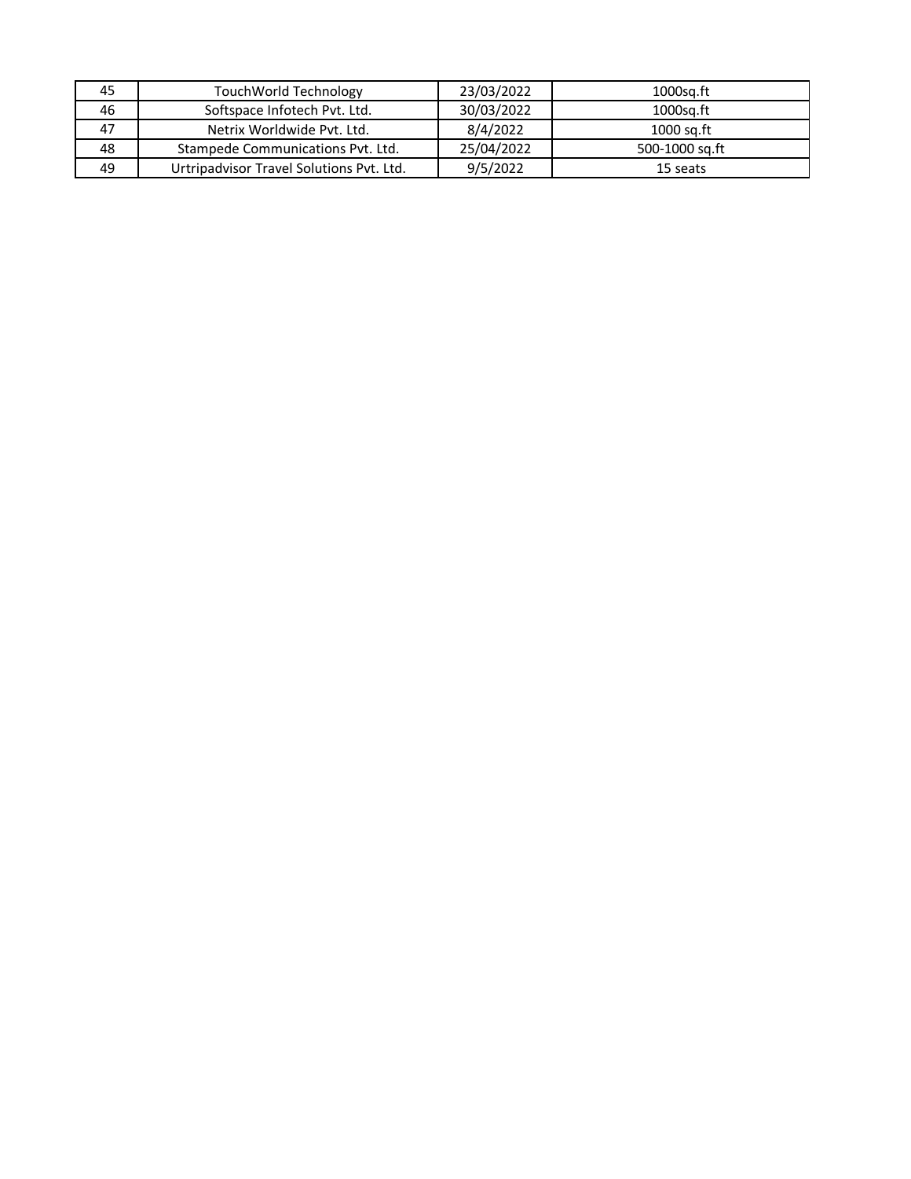| | | | |
|---|---|---|---|
| 45 | TouchWorld Technology | 23/03/2022 | 1000sq.ft |
| 46 | Softspace Infotech Pvt. Ltd. | 30/03/2022 | 1000sq.ft |
| 47 | Netrix Worldwide Pvt. Ltd. | 8/4/2022 | 1000 sq.ft |
| 48 | Stampede Communications Pvt. Ltd. | 25/04/2022 | 500-1000 sq.ft |
| 49 | Urtripadvisor Travel Solutions Pvt. Ltd. | 9/5/2022 | 15 seats |